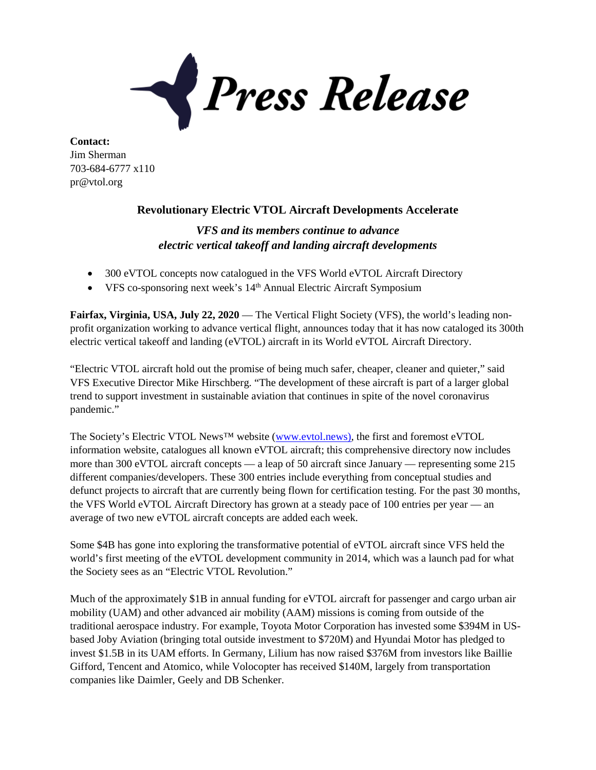# Press Release

**Contact:**
Jim Sherman
703-684-6777 x110
pr@vtol.org

## Revolutionary Electric VTOL Aircraft Developments Accelerate

### *VFS and its members continue to advance electric vertical takeoff and landing aircraft developments*

- 300 eVTOL concepts now catalogued in the VFS World eVTOL Aircraft Directory
- VFS co-sponsoring next week's 14th Annual Electric Aircraft Symposium

**Fairfax, Virginia, USA, July 22, 2020** — The Vertical Flight Society (VFS), the world's leading non-profit organization working to advance vertical flight, announces today that it has now cataloged its 300th electric vertical takeoff and landing (eVTOL) aircraft in its World eVTOL Aircraft Directory.

"Electric VTOL aircraft hold out the promise of being much safer, cheaper, cleaner and quieter," said VFS Executive Director Mike Hirschberg. "The development of these aircraft is part of a larger global trend to support investment in sustainable aviation that continues in spite of the novel coronavirus pandemic."

The Society's Electric VTOL News™ website (www.evtol.news), the first and foremost eVTOL information website, catalogues all known eVTOL aircraft; this comprehensive directory now includes more than 300 eVTOL aircraft concepts — a leap of 50 aircraft since January — representing some 215 different companies/developers. These 300 entries include everything from conceptual studies and defunct projects to aircraft that are currently being flown for certification testing. For the past 30 months, the VFS World eVTOL Aircraft Directory has grown at a steady pace of 100 entries per year — an average of two new eVTOL aircraft concepts are added each week.

Some $4B has gone into exploring the transformative potential of eVTOL aircraft since VFS held the world's first meeting of the eVTOL development community in 2014, which was a launch pad for what the Society sees as an "Electric VTOL Revolution."

Much of the approximately $1B in annual funding for eVTOL aircraft for passenger and cargo urban air mobility (UAM) and other advanced air mobility (AAM) missions is coming from outside of the traditional aerospace industry. For example, Toyota Motor Corporation has invested some $394M in US-based Joby Aviation (bringing total outside investment to $720M) and Hyundai Motor has pledged to invest $1.5B in its UAM efforts. In Germany, Lilium has now raised $376M from investors like Baillie Gifford, Tencent and Atomico, while Volocopter has received $140M, largely from transportation companies like Daimler, Geely and DB Schenker.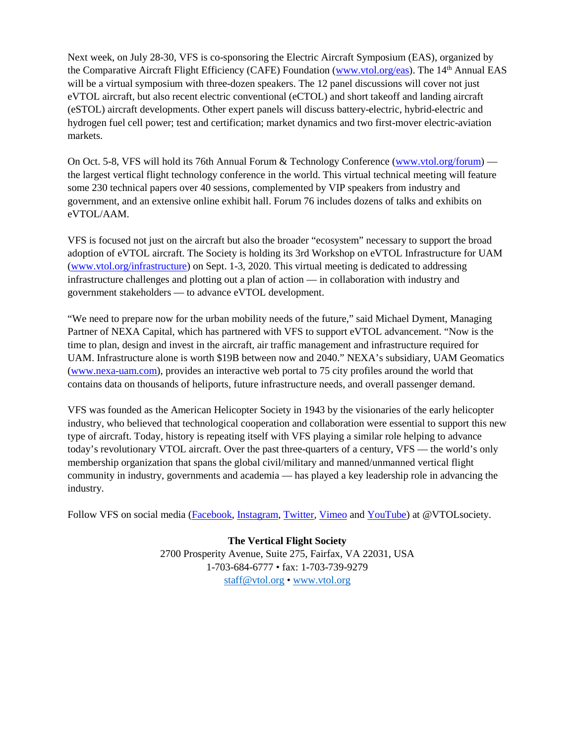Next week, on July 28-30, VFS is co-sponsoring the Electric Aircraft Symposium (EAS), organized by the Comparative Aircraft Flight Efficiency (CAFE) Foundation (www.vtol.org/eas). The 14th Annual EAS will be a virtual symposium with three-dozen speakers. The 12 panel discussions will cover not just eVTOL aircraft, but also recent electric conventional (eCTOL) and short takeoff and landing aircraft (eSTOL) aircraft developments. Other expert panels will discuss battery-electric, hybrid-electric and hydrogen fuel cell power; test and certification; market dynamics and two first-mover electric-aviation markets.

On Oct. 5-8, VFS will hold its 76th Annual Forum & Technology Conference (www.vtol.org/forum) — the largest vertical flight technology conference in the world. This virtual technical meeting will feature some 230 technical papers over 40 sessions, complemented by VIP speakers from industry and government, and an extensive online exhibit hall. Forum 76 includes dozens of talks and exhibits on eVTOL/AAM.

VFS is focused not just on the aircraft but also the broader "ecosystem" necessary to support the broad adoption of eVTOL aircraft. The Society is holding its 3rd Workshop on eVTOL Infrastructure for UAM (www.vtol.org/infrastructure) on Sept. 1-3, 2020. This virtual meeting is dedicated to addressing infrastructure challenges and plotting out a plan of action — in collaboration with industry and government stakeholders — to advance eVTOL development.

"We need to prepare now for the urban mobility needs of the future," said Michael Dyment, Managing Partner of NEXA Capital, which has partnered with VFS to support eVTOL advancement. "Now is the time to plan, design and invest in the aircraft, air traffic management and infrastructure required for UAM. Infrastructure alone is worth $19B between now and 2040." NEXA's subsidiary, UAM Geomatics (www.nexa-uam.com), provides an interactive web portal to 75 city profiles around the world that contains data on thousands of heliports, future infrastructure needs, and overall passenger demand.

VFS was founded as the American Helicopter Society in 1943 by the visionaries of the early helicopter industry, who believed that technological cooperation and collaboration were essential to support this new type of aircraft. Today, history is repeating itself with VFS playing a similar role helping to advance today's revolutionary VTOL aircraft. Over the past three-quarters of a century, VFS — the world's only membership organization that spans the global civil/military and manned/unmanned vertical flight community in industry, governments and academia — has played a key leadership role in advancing the industry.

Follow VFS on social media (Facebook, Instagram, Twitter, Vimeo and YouTube) at @VTOLsociety.

**The Vertical Flight Society**
2700 Prosperity Avenue, Suite 275, Fairfax, VA 22031, USA
1-703-684-6777 • fax: 1-703-739-9279
staff@vtol.org • www.vtol.org